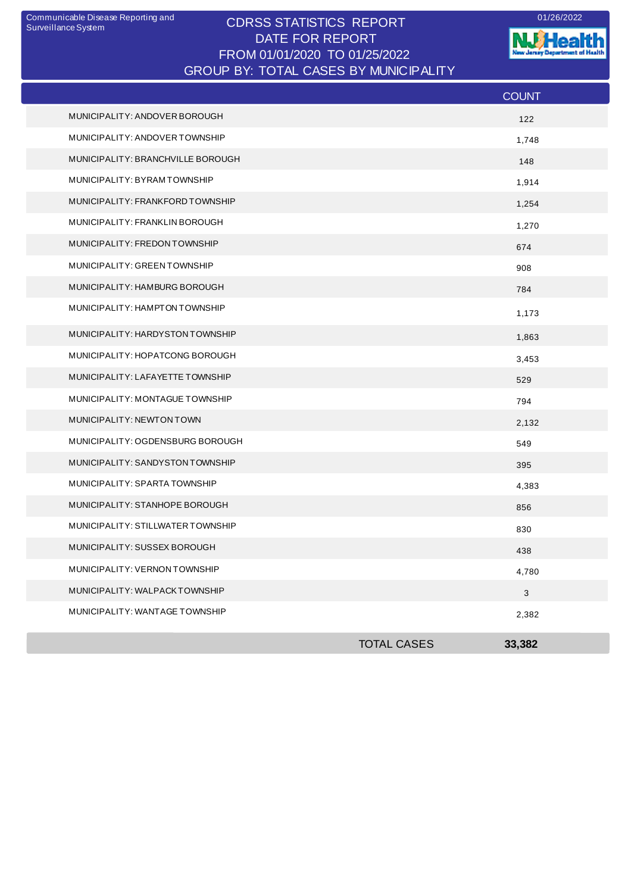Communicable Disease Reporting and Surveillance System

01/26/2022

# CDRSS STATISTICS REPORT
## DATE FOR REPORT
## FROM 01/01/2020 TO 01/25/2022
## GROUP BY: TOTAL CASES BY MUNICIPALITY

| | COUNT |
|---|---|
| MUNICIPALITY: ANDOVER BOROUGH | 122 |
| MUNICIPALITY: ANDOVER TOWNSHIP | 1,748 |
| MUNICIPALITY: BRANCHVILLE BOROUGH | 148 |
| MUNICIPALITY: BYRAM TOWNSHIP | 1,914 |
| MUNICIPALITY: FRANKFORD TOWNSHIP | 1,254 |
| MUNICIPALITY: FRANKLIN BOROUGH | 1,270 |
| MUNICIPALITY: FREDON TOWNSHIP | 674 |
| MUNICIPALITY: GREEN TOWNSHIP | 908 |
| MUNICIPALITY: HAMBURG BOROUGH | 784 |
| MUNICIPALITY: HAMPTON TOWNSHIP | 1,173 |
| MUNICIPALITY: HARDYSTON TOWNSHIP | 1,863 |
| MUNICIPALITY: HOPATCONG BOROUGH | 3,453 |
| MUNICIPALITY: LAFAYETTE TOWNSHIP | 529 |
| MUNICIPALITY: MONTAGUE TOWNSHIP | 794 |
| MUNICIPALITY: NEWTON TOWN | 2,132 |
| MUNICIPALITY: OGDENSBURG BOROUGH | 549 |
| MUNICIPALITY: SANDYSTON TOWNSHIP | 395 |
| MUNICIPALITY: SPARTA TOWNSHIP | 4,383 |
| MUNICIPALITY: STANHOPE BOROUGH | 856 |
| MUNICIPALITY: STILLWATER TOWNSHIP | 830 |
| MUNICIPALITY: SUSSEX BOROUGH | 438 |
| MUNICIPALITY: VERNON TOWNSHIP | 4,780 |
| MUNICIPALITY: WALPACK TOWNSHIP | 3 |
| MUNICIPALITY: WANTAGE TOWNSHIP | 2,382 |
| TOTAL CASES | **33,382** |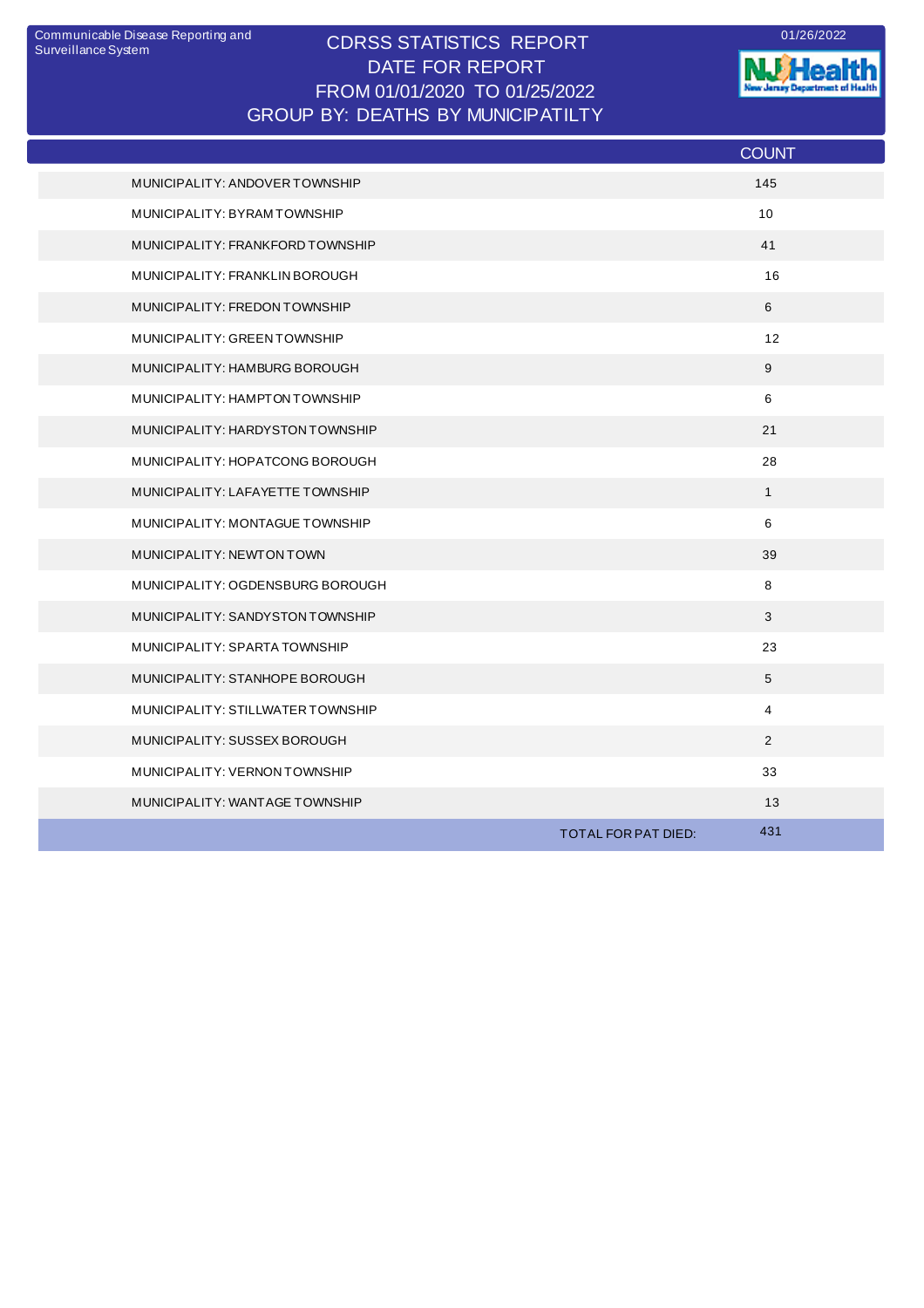Communicable Disease Reporting and Surveillance System

# CDRSS STATISTICS REPORT
## DATE FOR REPORT
## FROM 01/01/2020 TO 01/25/2022
## GROUP BY: DEATHS BY MUNICIPATILTY

01/26/2022

| | COUNT |
|---|---|
| MUNICIPALITY: ANDOVER TOWNSHIP | 145 |
| MUNICIPALITY: BYRAM TOWNSHIP | 10 |
| MUNICIPALITY: FRANKFORD TOWNSHIP | 41 |
| MUNICIPALITY: FRANKLIN BOROUGH | 16 |
| MUNICIPALITY: FREDON TOWNSHIP | 6 |
| MUNICIPALITY: GREEN TOWNSHIP | 12 |
| MUNICIPALITY: HAMBURG BOROUGH | 9 |
| MUNICIPALITY: HAMPTON TOWNSHIP | 6 |
| MUNICIPALITY: HARDYSTON TOWNSHIP | 21 |
| MUNICIPALITY: HOPATCONG BOROUGH | 28 |
| MUNICIPALITY: LAFAYETTE TOWNSHIP | 1 |
| MUNICIPALITY: MONTAGUE TOWNSHIP | 6 |
| MUNICIPALITY: NEWTON TOWN | 39 |
| MUNICIPALITY: OGDENSBURG BOROUGH | 8 |
| MUNICIPALITY: SANDYSTON TOWNSHIP | 3 |
| MUNICIPALITY: SPARTA TOWNSHIP | 23 |
| MUNICIPALITY: STANHOPE BOROUGH | 5 |
| MUNICIPALITY: STILLWATER TOWNSHIP | 4 |
| MUNICIPALITY: SUSSEX BOROUGH | 2 |
| MUNICIPALITY: VERNON TOWNSHIP | 33 |
| MUNICIPALITY: WANTAGE TOWNSHIP | 13 |
| TOTAL FOR PAT DIED: | 431 |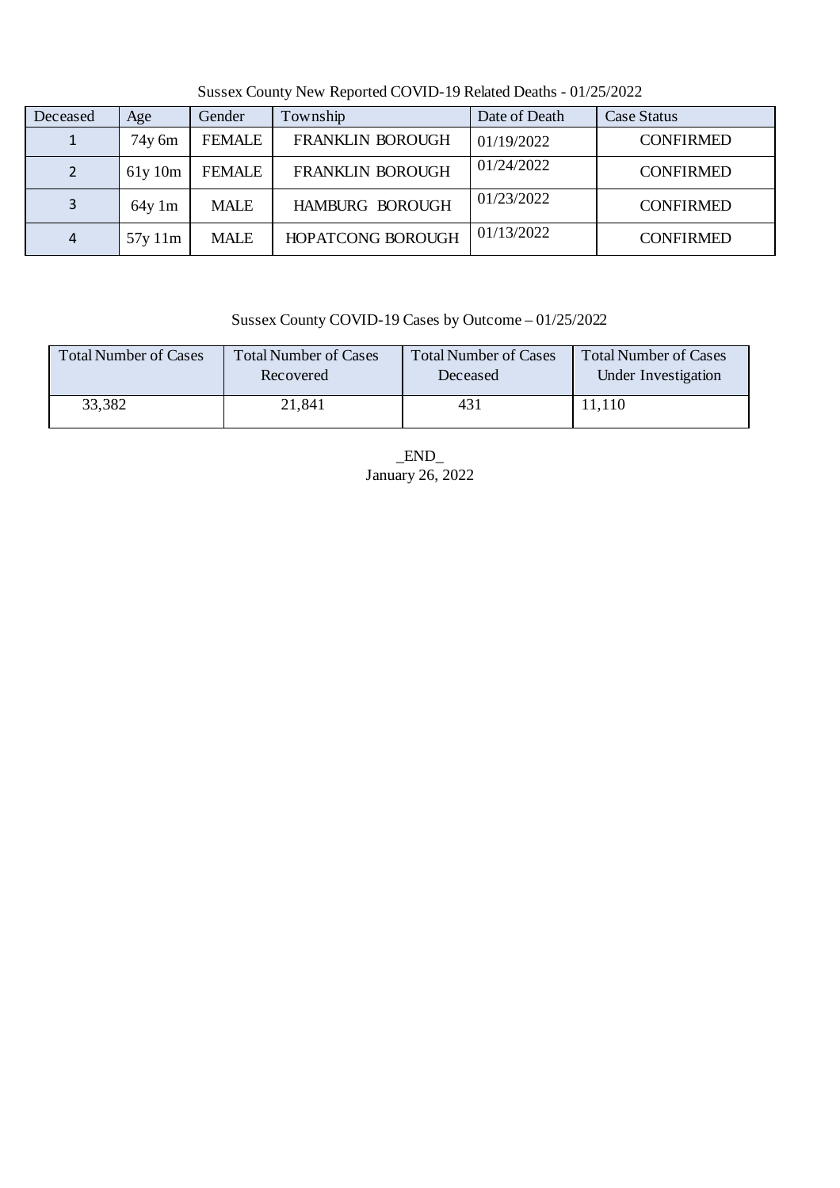Sussex County New Reported COVID-19 Related Deaths - 01/25/2022

| Deceased | Age | Gender | Township | Date of Death | Case Status |
|---|---|---|---|---|---|
| 1 | 74y 6m | FEMALE | FRANKLIN BOROUGH | 01/19/2022 | CONFIRMED |
| 2 | 61y 10m | FEMALE | FRANKLIN BOROUGH | 01/24/2022 | CONFIRMED |
| 3 | 64y 1m | MALE | HAMBURG BOROUGH | 01/23/2022 | CONFIRMED |
| 4 | 57y 11m | MALE | HOPATCONG BOROUGH | 01/13/2022 | CONFIRMED |

Sussex County COVID-19 Cases by Outcome – 01/25/2022

| Total Number of Cases | Total Number of Cases Recovered | Total Number of Cases Deceased | Total Number of Cases Under Investigation |
|---|---|---|---|
| 33,382 | 21,841 | 431 | 11,110 |

_END_

January 26, 2022